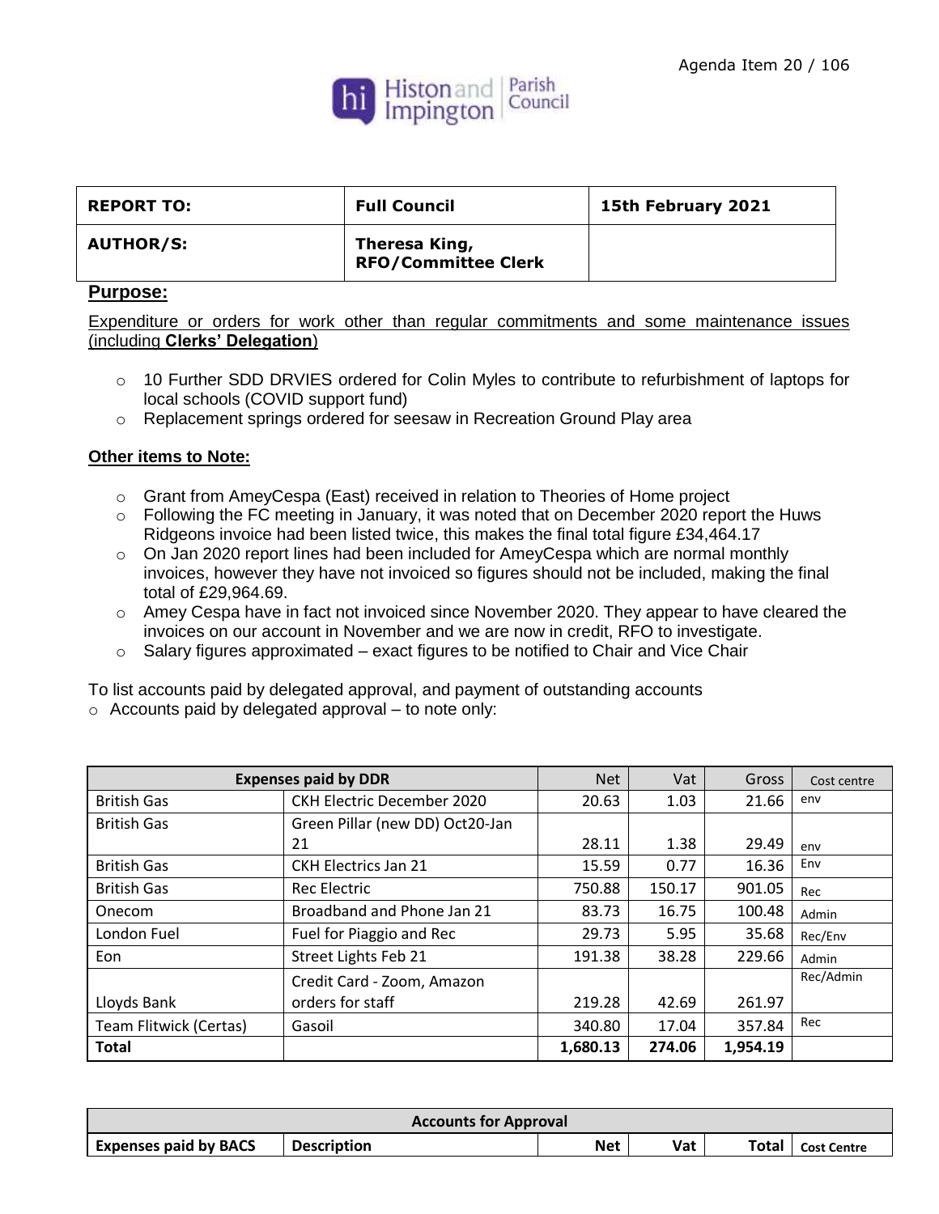Agenda Item 20 / 106

Histon and Impington Parish Council

| REPORT TO: | Full Council | 15th February 2021 |
|---|---|---|
| AUTHOR/S: | Theresa King, RFO/Committee Clerk | |

**Purpose:**

Expenditure or orders for work other than regular commitments and some maintenance issues (including **Clerks' Delegation**)

- 10 Further SDD DRVIES ordered for Colin Myles to contribute to refurbishment of laptops for local schools (COVID support fund)
- Replacement springs ordered for seesaw in Recreation Ground Play area

**Other items to Note:**

- Grant from AmeyCespa (East) received in relation to Theories of Home project
- Following the FC meeting in January, it was noted that on December 2020 report the Huws Ridgeons invoice had been listed twice, this makes the final total figure £34,464.17
- On Jan 2020 report lines had been included for AmeyCespa which are normal monthly invoices, however they have not invoiced so figures should not be included, making the final total of £29,964.69.
- Amey Cespa have in fact not invoiced since November 2020. They appear to have cleared the invoices on our account in November and we are now in credit, RFO to investigate.
- Salary figures approximated – exact figures to be notified to Chair and Vice Chair

To list accounts paid by delegated approval, and payment of outstanding accounts

- Accounts paid by delegated approval – to note only:

| Expenses paid by DDR | | Net | Vat | Gross | Cost centre |
|---|---|---|---|---|---|
| British Gas | CKH Electric December 2020 | 20.63 | 1.03 | 21.66 | env |
| British Gas | Green Pillar (new DD) Oct20-Jan 21 | 28.11 | 1.38 | 29.49 | env |
| British Gas | CKH Electrics Jan 21 | 15.59 | 0.77 | 16.36 | Env |
| British Gas | Rec Electric | 750.88 | 150.17 | 901.05 | Rec |
| Onecom | Broadband and Phone Jan 21 | 83.73 | 16.75 | 100.48 | Admin |
| London Fuel | Fuel for Piaggio and Rec | 29.73 | 5.95 | 35.68 | Rec/Env |
| Eon | Street Lights Feb 21 | 191.38 | 38.28 | 229.66 | Admin |
| Lloyds Bank | Credit Card - Zoom, Amazon orders for staff | 219.28 | 42.69 | 261.97 | Rec/Admin |
| Team Flitwick (Certas) | Gasoil | 340.80 | 17.04 | 357.84 | Rec |
| **Total** | | **1,680.13** | **274.06** | **1,954.19** | |

| Accounts for Approval | | | | | |
|---|---|---|---|---|---|
| **Expenses paid by BACS** | **Description** | **Net** | **Vat** | **Total** | **Cost Centre** |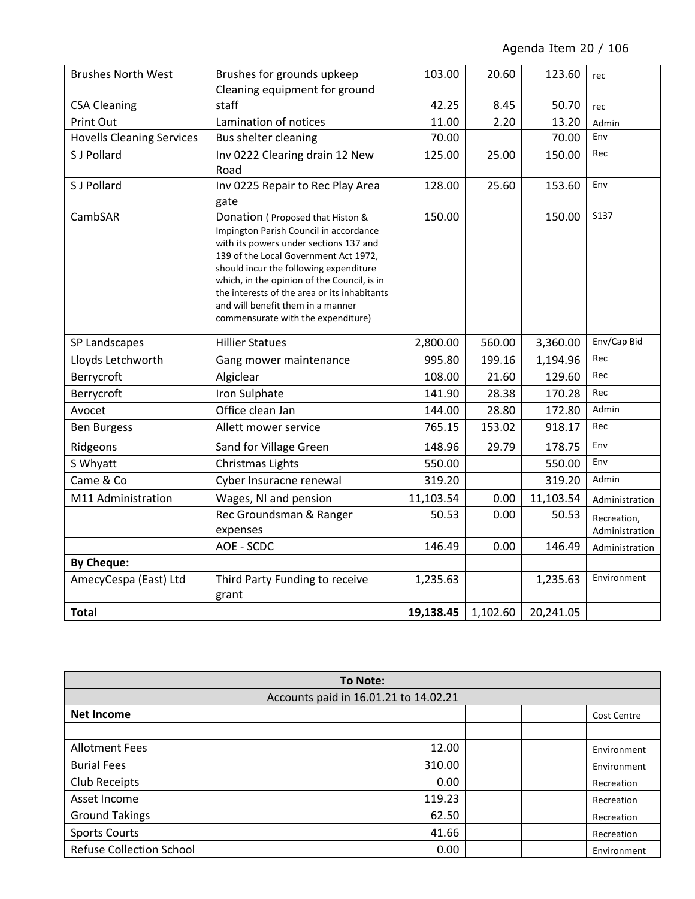| Brushes North West | Brushes for grounds upkeep | 103.00 | 20.60 | 123.60 | rec |
|---|---|---|---|---|---|
| CSA Cleaning | Cleaning equipment for ground staff | 42.25 | 8.45 | 50.70 | rec |
| Print Out | Lamination of notices | 11.00 | 2.20 | 13.20 | Admin |
| Hovells Cleaning Services | Bus shelter cleaning | 70.00 | | 70.00 | Env |
| S J Pollard | Inv 0222 Clearing drain 12 New Road | 125.00 | 25.00 | 150.00 | Rec |
| S J Pollard | Inv 0225 Repair to Rec Play Area gate | 128.00 | 25.60 | 153.60 | Env |
| CambSAR | Donation ( Proposed that Histon & Impington Parish Council in accordance with its powers under sections 137 and 139 of the Local Government Act 1972, should incur the following expenditure which, in the opinion of the Council, is in the interests of the area or its inhabitants and will benefit them in a manner commensurate with the expenditure) | 150.00 | | 150.00 | S137 |
| SP Landscapes | Hillier Statues | 2,800.00 | 560.00 | 3,360.00 | Env/Cap Bid |
| Lloyds Letchworth | Gang mower maintenance | 995.80 | 199.16 | 1,194.96 | Rec |
| Berrycroft | Algiclear | 108.00 | 21.60 | 129.60 | Rec |
| Berrycroft | Iron Sulphate | 141.90 | 28.38 | 170.28 | Rec |
| Avocet | Office clean Jan | 144.00 | 28.80 | 172.80 | Admin |
| Ben Burgess | Allett mower service | 765.15 | 153.02 | 918.17 | Rec |
| Ridgeons | Sand for Village Green | 148.96 | 29.79 | 178.75 | Env |
| S Whyatt | Christmas Lights | 550.00 | | 550.00 | Env |
| Came & Co | Cyber Insuracne renewal | 319.20 | | 319.20 | Admin |
| M11 Administration | Wages, NI and pension | 11,103.54 | 0.00 | 11,103.54 | Administration |
| | Rec Groundsman & Ranger expenses | 50.53 | 0.00 | 50.53 | Recreation, Administration |
| | AOE - SCDC | 146.49 | 0.00 | 146.49 | Administration |
| **By Cheque:** | | | | | |
| AmecyCespa (East) Ltd | Third Party Funding to receive grant | 1,235.63 | | 1,235.63 | Environment |
| **Total** | | **19,138.45** | 1,102.60 | 20,241.05 | |

| **To Note:** | | | | | |
|---|---|---|---|---|---|
| Accounts paid in 16.01.21 to 14.02.21 | | | | | |
| **Net Income** | | | | | Cost Centre |
| | | | | | |
| Allotment Fees | | 12.00 | | | Environment |
| Burial Fees | | 310.00 | | | Environment |
| Club Receipts | | 0.00 | | | Recreation |
| Asset Income | | 119.23 | | | Recreation |
| Ground Takings | | 62.50 | | | Recreation |
| Sports Courts | | 41.66 | | | Recreation |
| Refuse Collection School | | 0.00 | | | Environment |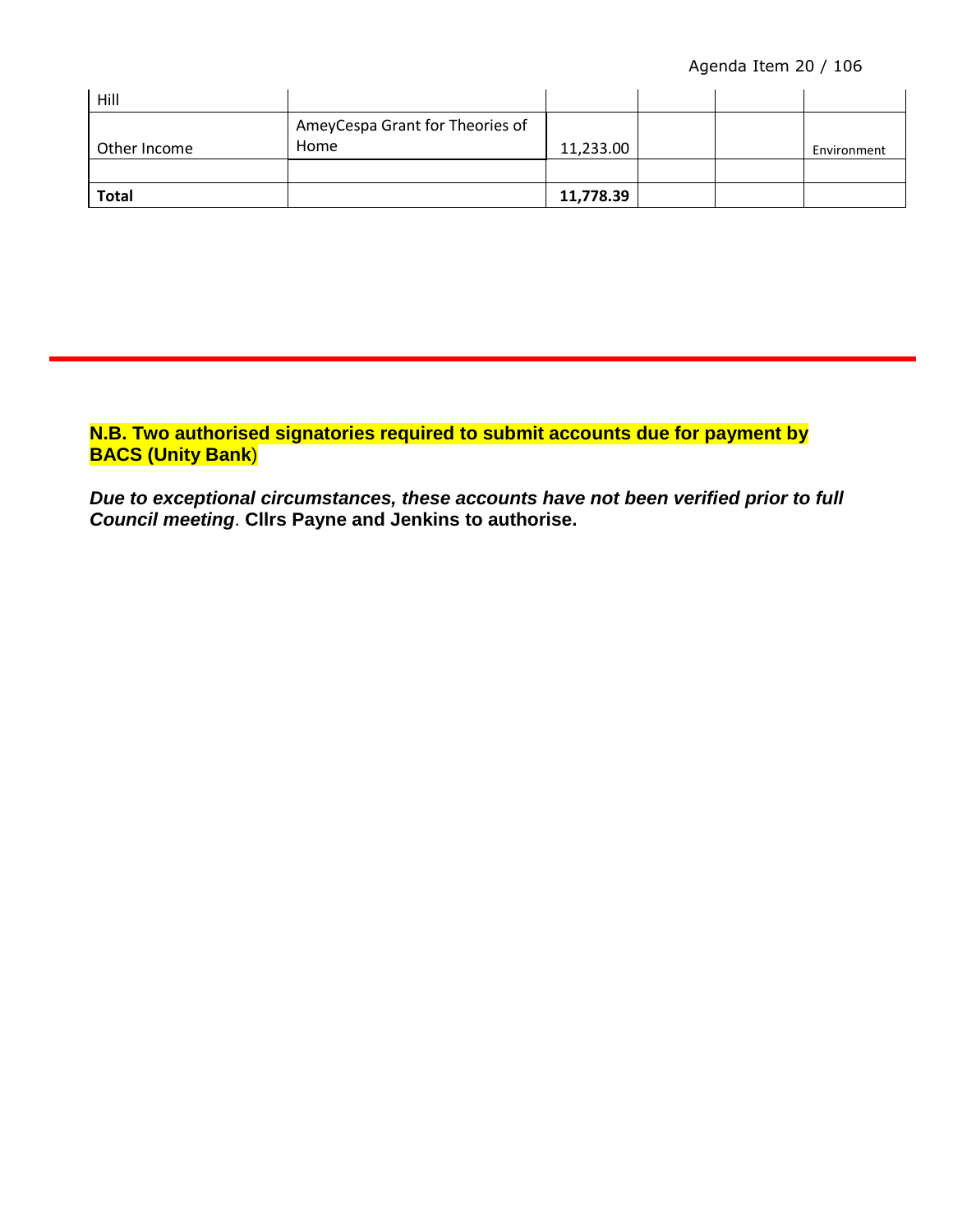| | | | | | |
|---|---|---|---|---|---|
| Hill | | | | | |
| Other Income | AmeyCespa Grant for Theories of Home | 11,233.00 | | | Environment |
| | | | | | |
| **Total** | | **11,778.39** | | | |

**N.B. Two authorised signatories required to submit accounts due for payment by BACS (Unity Bank)**

***Due to exceptional circumstances, these accounts have not been verified prior to full Council meeting*. Cllrs Payne and Jenkins to authorise.**